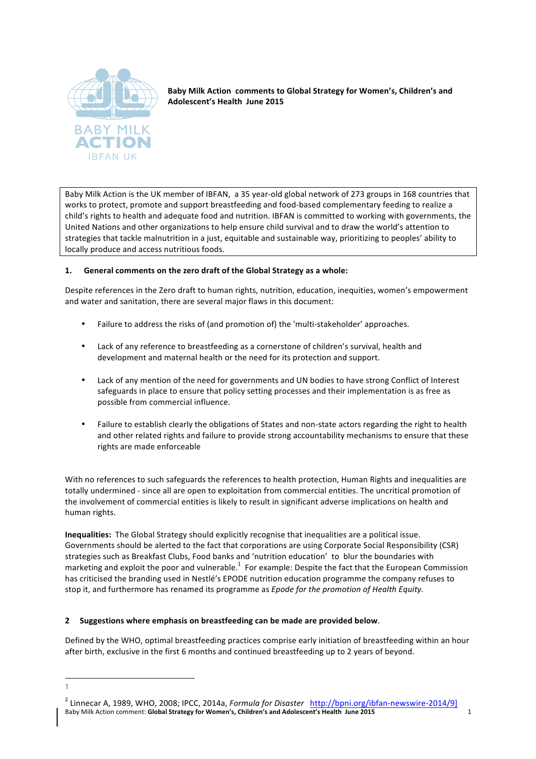**Baby Milk Action comments to Global Strategy for Women's, Children's and Adolescent's Health June 2015**

Baby Milk Action is the UK member of IBFAN, a 35 year-old global network of 273 groups in 168 countries that works to protect, promote and support breastfeeding and food-based complementary feeding to realize a child's rights to health and adequate food and nutrition. IBFAN is committed to working with governments, the United Nations and other organizations to help ensure child survival and to draw the world's attention to strategies that tackle malnutrition in a just, equitable and sustainable way, prioritizing to peoples' ability to locally produce and access nutritious foods.

## 1. General comments on the zero draft of the Global Strategy as a whole:

Despite references in the Zero draft to human rights, nutrition, education, inequities, women's empowerment and water and sanitation, there are several major flaws in this document:

- Failure to address the risks of (and promotion of) the 'multi-stakeholder' approaches.
- Lack of any reference to breastfeeding as a cornerstone of children's survival, health and development and maternal health or the need for its protection and support.
- Lack of any mention of the need for governments and UN bodies to have strong Conflict of Interest safeguards in place to ensure that policy setting processes and their implementation is as free as possible from commercial influence.
- Failure to establish clearly the obligations of States and non-state actors regarding the right to health and other related rights and failure to provide strong accountability mechanisms to ensure that these rights are made enforceable

With no references to such safeguards the references to health protection, Human Rights and inequalities are totally undermined - since all are open to exploitation from commercial entities. The uncritical promotion of the involvement of commercial entities is likely to result in significant adverse implications on health and human rights.

**Inequalities:** The Global Strategy should explicitly recognise that inequalities are a political issue. Governments should be alerted to the fact that corporations are using Corporate Social Responsibility (CSR) strategies such as Breakfast Clubs, Food banks and 'nutrition education' to blur the boundaries with marketing and exploit the poor and vulnerable.[1] For example: Despite the fact that the European Commission has criticised the branding used in Nestlé's EPODE nutrition education programme the company refuses to stop it, and furthermore has renamed its programme as *Epode for the promotion of Health Equity.*

## 2 Suggestions where emphasis on breastfeeding can be made are provided below.

Defined by the WHO, optimal breastfeeding practices comprise early initiation of breastfeeding within an hour after birth, exclusive in the first 6 months and continued breastfeeding up to 2 years of beyond.

---

1

[2] Linnecar A, 1989, WHO, 2008; IPCC, 2014a, *Formula for Disaster* http://bpni.org/ibfan-newswire-2014/9]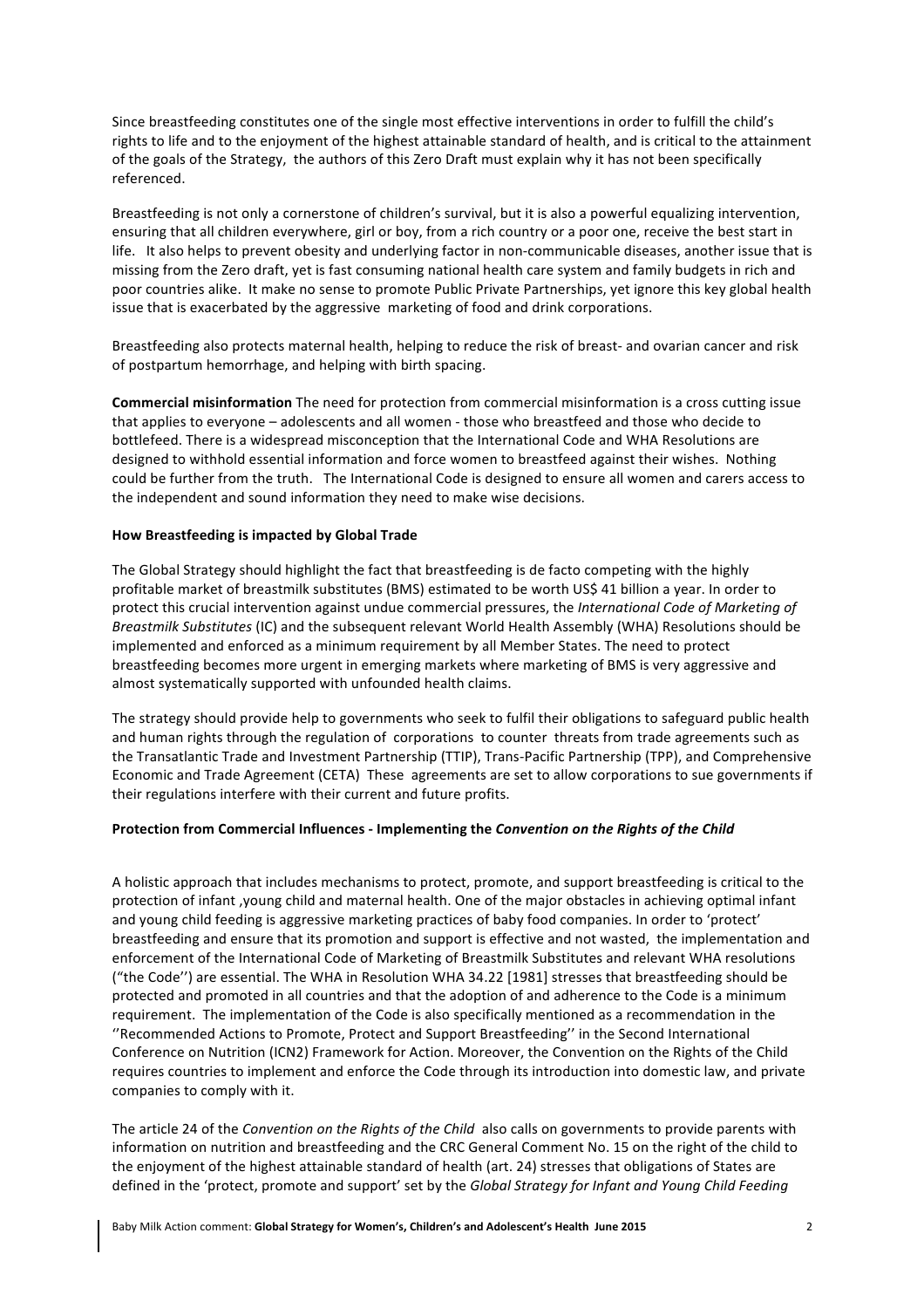Since breastfeeding constitutes one of the single most effective interventions in order to fulfill the child's rights to life and to the enjoyment of the highest attainable standard of health, and is critical to the attainment of the goals of the Strategy, the authors of this Zero Draft must explain why it has not been specifically referenced.

Breastfeeding is not only a cornerstone of children's survival, but it is also a powerful equalizing intervention, ensuring that all children everywhere, girl or boy, from a rich country or a poor one, receive the best start in life. It also helps to prevent obesity and underlying factor in non-communicable diseases, another issue that is missing from the Zero draft, yet is fast consuming national health care system and family budgets in rich and poor countries alike. It make no sense to promote Public Private Partnerships, yet ignore this key global health issue that is exacerbated by the aggressive marketing of food and drink corporations.

Breastfeeding also protects maternal health, helping to reduce the risk of breast- and ovarian cancer and risk of postpartum hemorrhage, and helping with birth spacing.

**Commercial misinformation** The need for protection from commercial misinformation is a cross cutting issue that applies to everyone – adolescents and all women - those who breastfeed and those who decide to bottlefeed. There is a widespread misconception that the International Code and WHA Resolutions are designed to withhold essential information and force women to breastfeed against their wishes. Nothing could be further from the truth. The International Code is designed to ensure all women and carers access to the independent and sound information they need to make wise decisions.

**How Breastfeeding is impacted by Global Trade**

The Global Strategy should highlight the fact that breastfeeding is de facto competing with the highly profitable market of breastmilk substitutes (BMS) estimated to be worth US$ 41 billion a year. In order to protect this crucial intervention against undue commercial pressures, the *International Code of Marketing of Breastmilk Substitutes* (IC) and the subsequent relevant World Health Assembly (WHA) Resolutions should be implemented and enforced as a minimum requirement by all Member States. The need to protect breastfeeding becomes more urgent in emerging markets where marketing of BMS is very aggressive and almost systematically supported with unfounded health claims.

The strategy should provide help to governments who seek to fulfil their obligations to safeguard public health and human rights through the regulation of corporations to counter threats from trade agreements such as the Transatlantic Trade and Investment Partnership (TTIP), Trans-Pacific Partnership (TPP), and Comprehensive Economic and Trade Agreement (CETA) These agreements are set to allow corporations to sue governments if their regulations interfere with their current and future profits.

**Protection from Commercial Influences - Implementing the *Convention on the Rights of the Child***

A holistic approach that includes mechanisms to protect, promote, and support breastfeeding is critical to the protection of infant ,young child and maternal health. One of the major obstacles in achieving optimal infant and young child feeding is aggressive marketing practices of baby food companies. In order to 'protect' breastfeeding and ensure that its promotion and support is effective and not wasted, the implementation and enforcement of the International Code of Marketing of Breastmilk Substitutes and relevant WHA resolutions ("the Code'') are essential. The WHA in Resolution WHA 34.22 [1981] stresses that breastfeeding should be protected and promoted in all countries and that the adoption of and adherence to the Code is a minimum requirement. The implementation of the Code is also specifically mentioned as a recommendation in the ''Recommended Actions to Promote, Protect and Support Breastfeeding'' in the Second International Conference on Nutrition (ICN2) Framework for Action. Moreover, the Convention on the Rights of the Child requires countries to implement and enforce the Code through its introduction into domestic law, and private companies to comply with it.

The article 24 of the *Convention on the Rights of the Child* also calls on governments to provide parents with information on nutrition and breastfeeding and the CRC General Comment No. 15 on the right of the child to the enjoyment of the highest attainable standard of health (art. 24) stresses that obligations of States are defined in the 'protect, promote and support' set by the *Global Strategy for Infant and Young Child Feeding*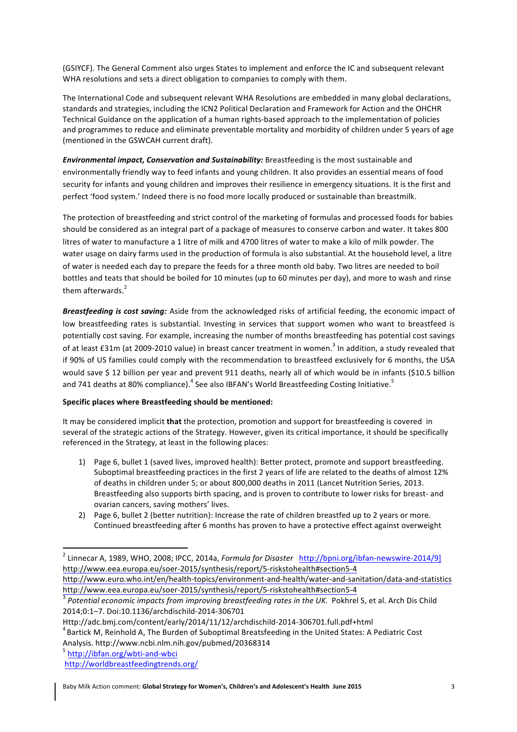(GSIYCF). The General Comment also urges States to implement and enforce the IC and subsequent relevant WHA resolutions and sets a direct obligation to companies to comply with them.

The International Code and subsequent relevant WHA Resolutions are embedded in many global declarations, standards and strategies, including the ICN2 Political Declaration and Framework for Action and the OHCHR Technical Guidance on the application of a human rights-based approach to the implementation of policies and programmes to reduce and eliminate preventable mortality and morbidity of children under 5 years of age (mentioned in the GSWCAH current draft).

***Environmental impact, Conservation and Sustainability:*** Breastfeeding is the most sustainable and environmentally friendly way to feed infants and young children. It also provides an essential means of food security for infants and young children and improves their resilience in emergency situations. It is the first and perfect 'food system.' Indeed there is no food more locally produced or sustainable than breastmilk.

The protection of breastfeeding and strict control of the marketing of formulas and processed foods for babies should be considered as an integral part of a package of measures to conserve carbon and water. It takes 800 litres of water to manufacture a 1 litre of milk and 4700 litres of water to make a kilo of milk powder. The water usage on dairy farms used in the production of formula is also substantial. At the household level, a litre of water is needed each day to prepare the feeds for a three month old baby. Two litres are needed to boil bottles and teats that should be boiled for 10 minutes (up to 60 minutes per day), and more to wash and rinse them afterwards.[2]

***Breastfeeding is cost saving:*** Aside from the acknowledged risks of artificial feeding, the economic impact of low breastfeeding rates is substantial. Investing in services that support women who want to breastfeed is potentially cost saving. For example, increasing the number of months breastfeeding has potential cost savings of at least £31m (at 2009-2010 value) in breast cancer treatment in women.[3] In addition, a study revealed that if 90% of US families could comply with the recommendation to breastfeed exclusively for 6 months, the USA would save $ 12 billion per year and prevent 911 deaths, nearly all of which would be in infants ($10.5 billion and 741 deaths at 80% compliance).[4] See also IBFAN's World Breastfeeding Costing Initiative.[5]

**Specific places where Breastfeeding should be mentioned:**

It may be considered implicit **that** the protection, promotion and support for breastfeeding is covered in several of the strategic actions of the Strategy. However, given its critical importance, it should be specifically referenced in the Strategy, at least in the following places:

1) Page 6, bullet 1 (saved lives, improved health): Better protect, promote and support breastfeeding. Suboptimal breastfeeding practices in the first 2 years of life are related to the deaths of almost 12% of deaths in children under 5; or about 800,000 deaths in 2011 (Lancet Nutrition Series, 2013. Breastfeeding also supports birth spacing, and is proven to contribute to lower risks for breast- and ovarian cancers, saving mothers' lives.
2) Page 6, bullet 2 (better nutrition): Increase the rate of children breastfed up to 2 years or more. Continued breastfeeding after 6 months has proven to have a protective effect against overweight

---

[2] Linnecar A, 1989, WHO, 2008; IPCC, 2014a, *Formula for Disaster* http://bpni.org/ibfan-newswire-2014/9]
http://www.eea.europa.eu/soer-2015/synthesis/report/5-riskstohealth#section5-4
http://www.euro.who.int/en/health-topics/environment-and-health/water-and-sanitation/data-and-statistics
http://www.eea.europa.eu/soer-2015/synthesis/report/5-riskstohealth#section5-4

[3] *Potential economic impacts from improving breastfeeding rates in the UK.* Pokhrel S, et al. Arch Dis Child 2014;0:1–7. Doi:10.1136/archdischild-2014-306701
Http://adc.bmj.com/content/early/2014/11/12/archdischild-2014-306701.full.pdf+html

[4] Bartick M, Reinhold A, The Burden of Suboptimal Breastfeeding in the United States: A Pediatric Cost Analysis. http://www.ncbi.nlm.nih.gov/pubmed/20368314

[5] http://ibfan.org/wbti-and-wbci
http://worldbreastfeedingtrends.org/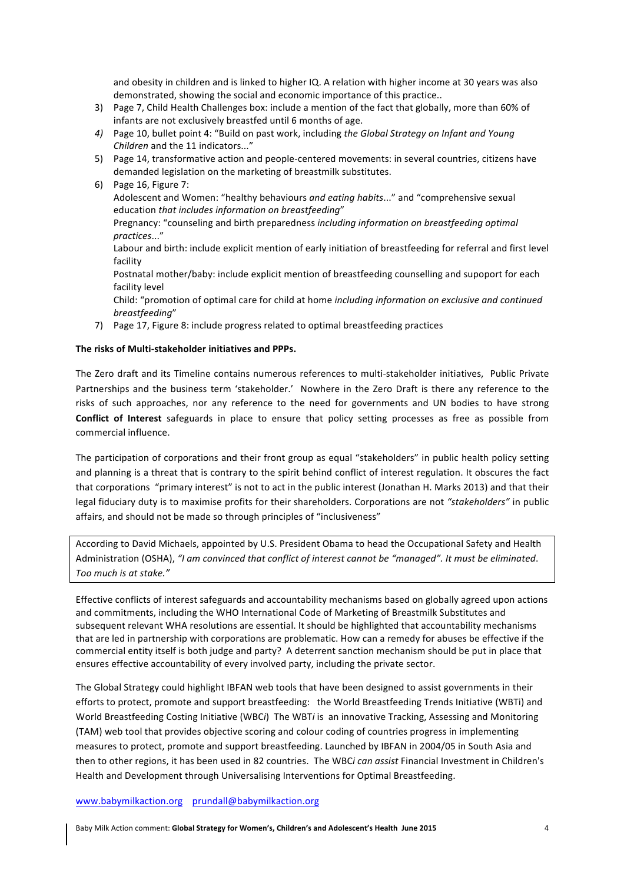and obesity in children and is linked to higher IQ. A relation with higher income at 30 years was also demonstrated, showing the social and economic importance of this practice..

3) Page 7, Child Health Challenges box: include a mention of the fact that globally, more than 60% of infants are not exclusively breastfed until 6 months of age.
4) Page 10, bullet point 4: "Build on past work, including *the Global Strategy on Infant and Young Children* and the 11 indicators..."
5) Page 14, transformative action and people-centered movements: in several countries, citizens have demanded legislation on the marketing of breastmilk substitutes.
6) Page 16, Figure 7:
   Adolescent and Women: "healthy behaviours *and eating habits*..." and "comprehensive sexual education *that includes information on breastfeeding*"
   Pregnancy: "counseling and birth preparedness *including information on breastfeeding optimal practices*..."
   Labour and birth: include explicit mention of early initiation of breastfeeding for referral and first level facility
   Postnatal mother/baby: include explicit mention of breastfeeding counselling and supoport for each facility level
   Child: "promotion of optimal care for child at home *including information on exclusive and continued breastfeeding*"
7) Page 17, Figure 8: include progress related to optimal breastfeeding practices

**The risks of Multi-stakeholder initiatives and PPPs.**

The Zero draft and its Timeline contains numerous references to multi-stakeholder initiatives, Public Private Partnerships and the business term 'stakeholder.' Nowhere in the Zero Draft is there any reference to the risks of such approaches, nor any reference to the need for governments and UN bodies to have strong **Conflict of Interest** safeguards in place to ensure that policy setting processes as free as possible from commercial influence.

The participation of corporations and their front group as equal "stakeholders" in public health policy setting and planning is a threat that is contrary to the spirit behind conflict of interest regulation. It obscures the fact that corporations "primary interest" is not to act in the public interest (Jonathan H. Marks 2013) and that their legal fiduciary duty is to maximise profits for their shareholders. Corporations are not *"stakeholders"* in public affairs, and should not be made so through principles of "inclusiveness"

According to David Michaels, appointed by U.S. President Obama to head the Occupational Safety and Health Administration (OSHA), *"I am convinced that conflict of interest cannot be "managed". It must be eliminated. Too much is at stake."*

Effective conflicts of interest safeguards and accountability mechanisms based on globally agreed upon actions and commitments, including the WHO International Code of Marketing of Breastmilk Substitutes and subsequent relevant WHA resolutions are essential. It should be highlighted that accountability mechanisms that are led in partnership with corporations are problematic. How can a remedy for abuses be effective if the commercial entity itself is both judge and party? A deterrent sanction mechanism should be put in place that ensures effective accountability of every involved party, including the private sector.

The Global Strategy could highlight IBFAN web tools that have been designed to assist governments in their efforts to protect, promote and support breastfeeding: the World Breastfeeding Trends Initiative (WBTi) and World Breastfeeding Costing Initiative (WBC*i*) The WBT*i* is an innovative Tracking, Assessing and Monitoring (TAM) web tool that provides objective scoring and colour coding of countries progress in implementing measures to protect, promote and support breastfeeding. Launched by IBFAN in 2004/05 in South Asia and then to other regions, it has been used in 82 countries. The WBC*i can assist* Financial Investment in Children's Health and Development through Universalising Interventions for Optimal Breastfeeding.

www.babymilkaction.org prundall@babymilkaction.org